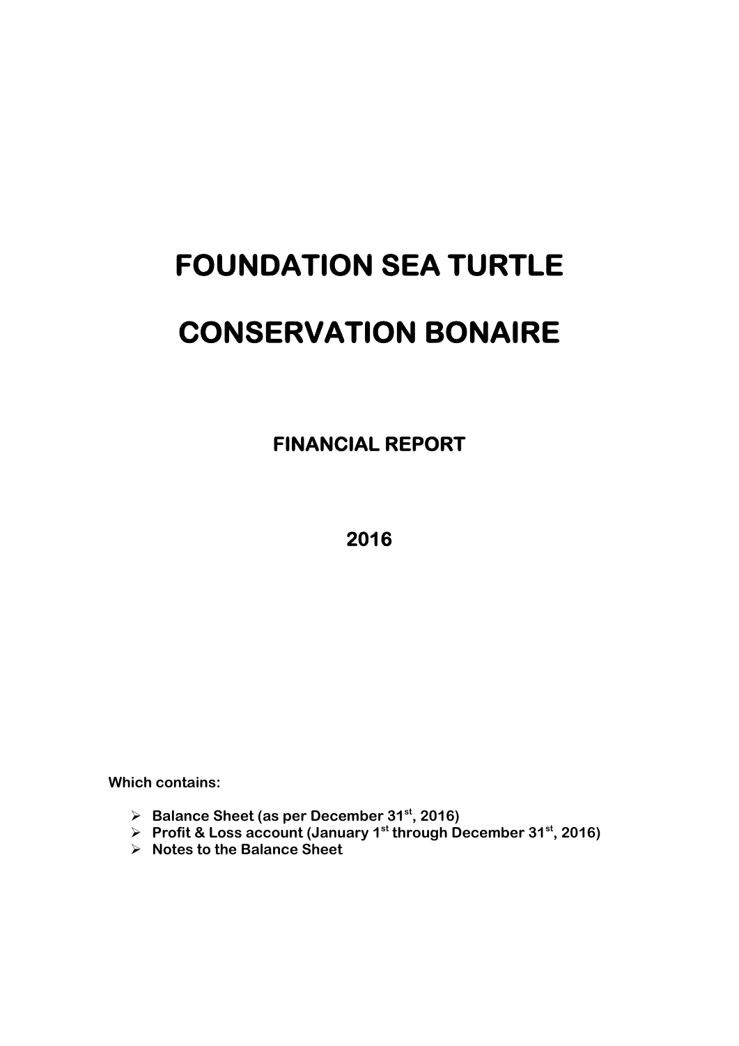# FOUNDATION SEA TURTLE

# CONSERVATION BONAIRE

## FINANCIAL REPORT

## 2016

**Which contains:**

- **Balance Sheet (as per December 31st, 2016)**
- **Profit & Loss account (January 1st through December 31st, 2016)**
- **Notes to the Balance Sheet**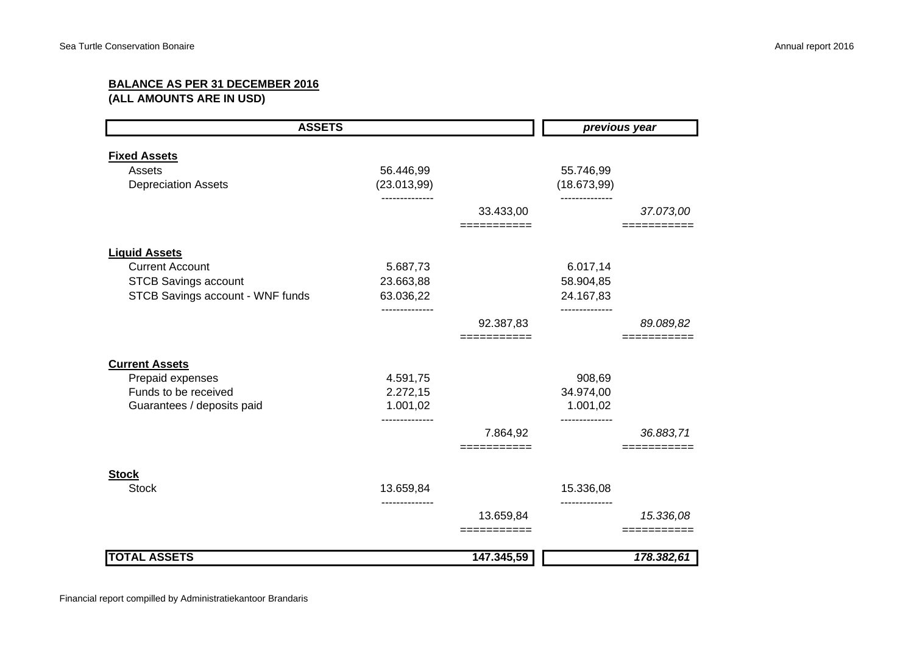## BALANCE AS PER 31 DECEMBER 2016
**(ALL AMOUNTS ARE IN USD)**

| ASSETS | | | *previous year* | |
|---|---|---|---|---|
| **Fixed Assets** | | | | |
| Assets | 56.446,99 | | 55.746,99 | |
| Depreciation Assets | (23.013,99) | | (18.673,99) | |
| | | 33.433,00 | | *37.073,00* |
| **Liquid Assets** | | | | |
| Current Account | 5.687,73 | | 6.017,14 | |
| STCB Savings account | 23.663,88 | | 58.904,85 | |
| STCB Savings account - WNF funds | 63.036,22 | | 24.167,83 | |
| | | 92.387,83 | | *89.089,82* |
| **Current Assets** | | | | |
| Prepaid expenses | 4.591,75 | | 908,69 | |
| Funds to be received | 2.272,15 | | 34.974,00 | |
| Guarantees / deposits paid | 1.001,02 | | 1.001,02 | |
| | | 7.864,92 | | *36.883,71* |
| **Stock** | | | | |
| Stock | 13.659,84 | | 15.336,08 | |
| | | 13.659,84 | | *15.336,08* |
| **TOTAL ASSETS** | | **147.345,59** | | ***178.382,61*** |

Financial report compilled by Administratiekantoor Brandaris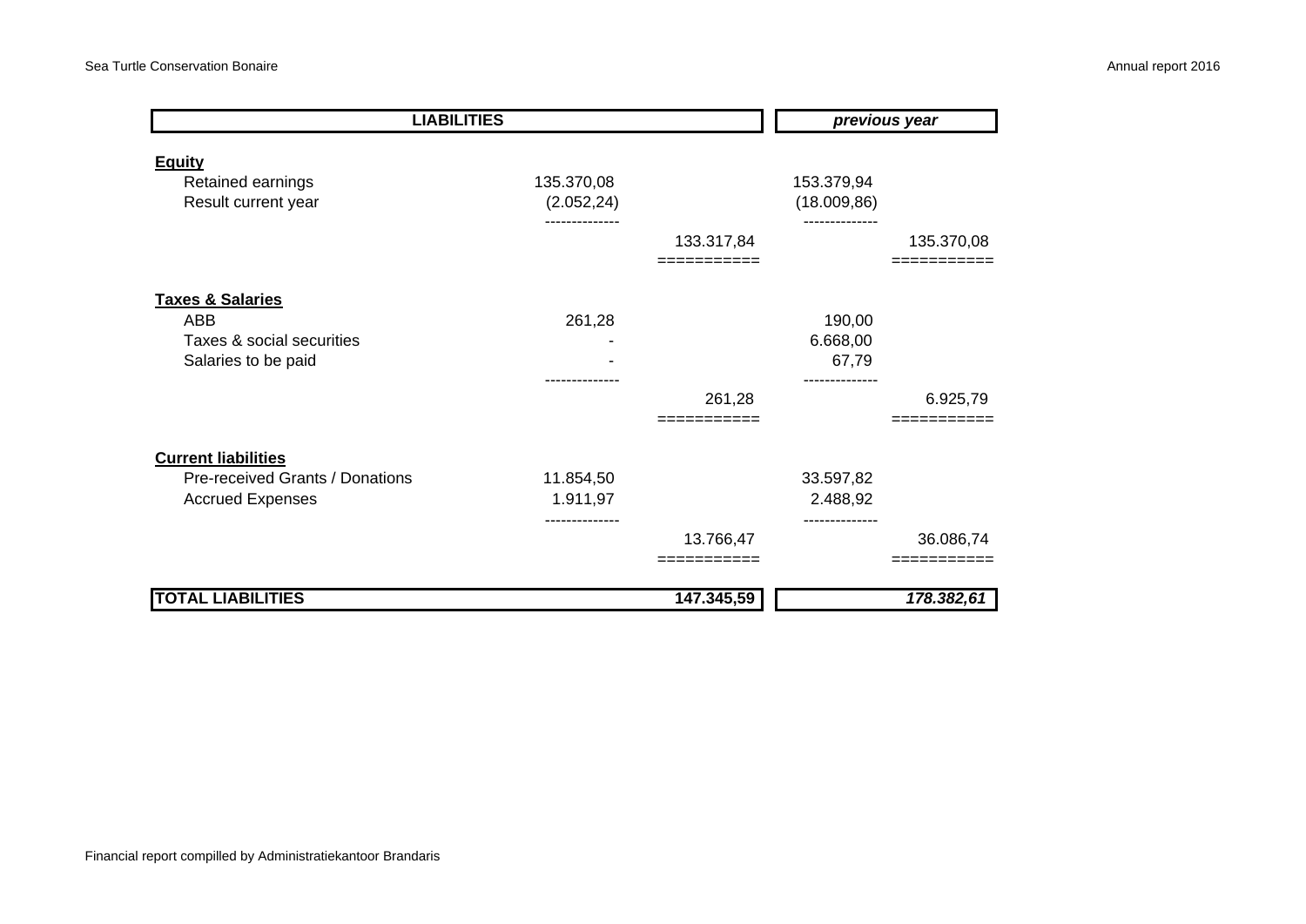| LIABILITIES | | | *previous year* | |
|---|---|---|---|---|
| **Equity** | | | | |
| Retained earnings | 135.370,08 | | 153.379,94 | |
| Result current year | (2.052,24) | | (18.009,86) | |
| | | 133.317,84 | | 135.370,08 |
| **Taxes & Salaries** | | | | |
| ABB | 261,28 | | 190,00 | |
| Taxes & social securities | - | | 6.668,00 | |
| Salaries to be paid | - | | 67,79 | |
| | | 261,28 | | 6.925,79 |
| **Current liabilities** | | | | |
| Pre-received Grants / Donations | 11.854,50 | | 33.597,82 | |
| Accrued Expenses | 1.911,97 | | 2.488,92 | |
| | | 13.766,47 | | 36.086,74 |
| **TOTAL LIABILITIES** | | **147.345,59** | | ***178.382,61*** |

Financial report compilled by Administratiekantoor Brandaris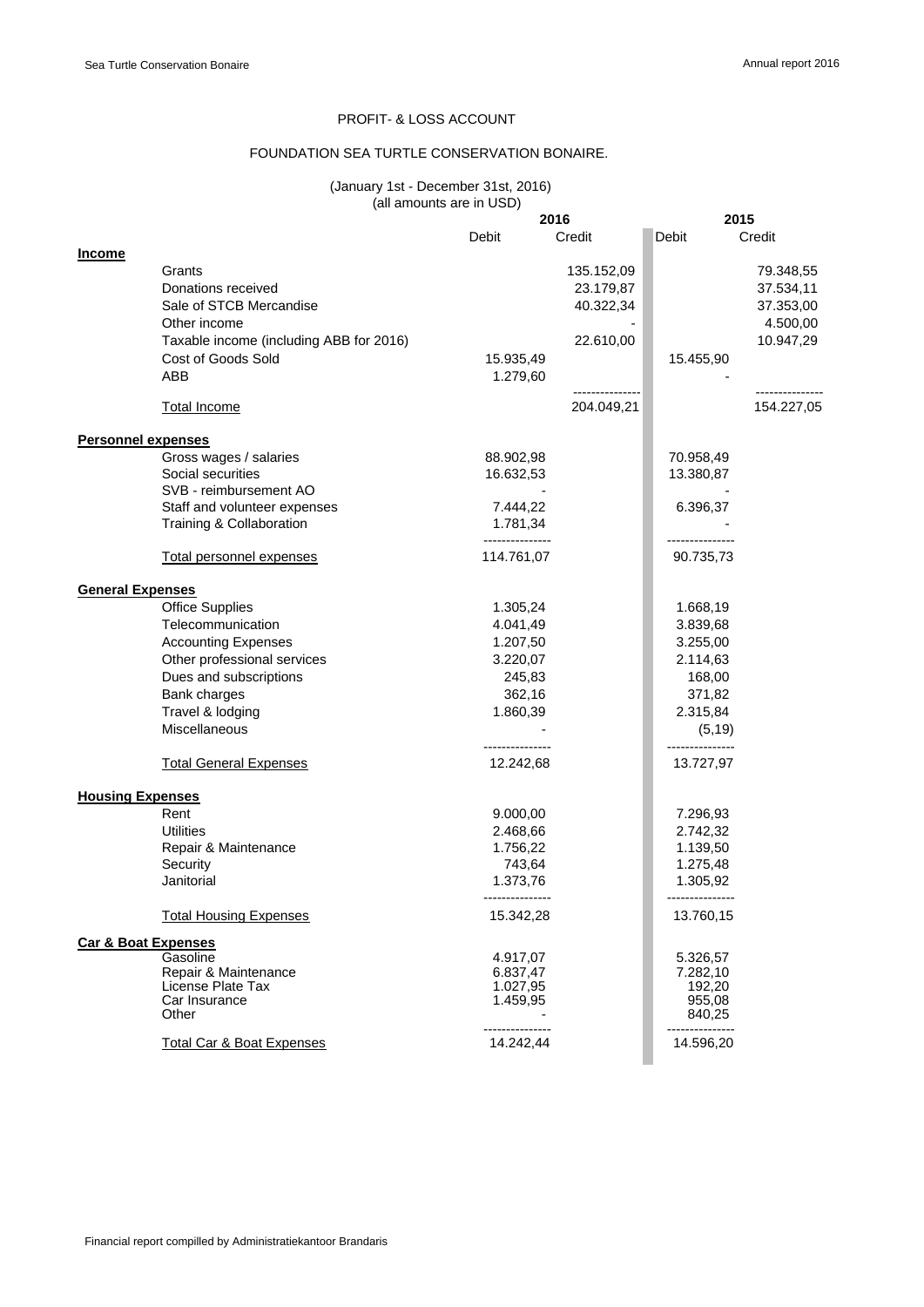# PROFIT- & LOSS ACCOUNT

## FOUNDATION SEA TURTLE CONSERVATION BONAIRE.

(January 1st - December 31st, 2016)
(all amounts are in USD)

| | | 2016 | | 2015 | |
|---|---|---|---|---|---|
| | | Debit | Credit | Debit | Credit |
| **Income** | | | | | |
| | Grants | | 135.152,09 | | 79.348,55 |
| | Donations received | | 23.179,87 | | 37.534,11 |
| | Sale of STCB Mercandise | | 40.322,34 | | 37.353,00 |
| | Other income | | - | | 4.500,00 |
| | Taxable income (including ABB for 2016) | | 22.610,00 | | 10.947,29 |
| | Cost of Goods Sold | 15.935,49 | | 15.455,90 | |
| | ABB | 1.279,60 | | - | |
| | Total Income | | 204.049,21 | | 154.227,05 |
| **Personnel expenses** | | | | | |
| | Gross wages / salaries | 88.902,98 | | 70.958,49 | |
| | Social securities | 16.632,53 | | 13.380,87 | |
| | SVB - reimbursement AO | - | | - | |
| | Staff and volunteer expenses | 7.444,22 | | 6.396,37 | |
| | Training & Collaboration | 1.781,34 | | - | |
| | Total personnel expenses | 114.761,07 | | 90.735,73 | |
| **General Expenses** | | | | | |
| | Office Supplies | 1.305,24 | | 1.668,19 | |
| | Telecommunication | 4.041,49 | | 3.839,68 | |
| | Accounting Expenses | 1.207,50 | | 3.255,00 | |
| | Other professional services | 3.220,07 | | 2.114,63 | |
| | Dues and subscriptions | 245,83 | | 168,00 | |
| | Bank charges | 362,16 | | 371,82 | |
| | Travel & lodging | 1.860,39 | | 2.315,84 | |
| | Miscellaneous | - | | (5,19) | |
| | Total General Expenses | 12.242,68 | | 13.727,97 | |
| **Housing Expenses** | | | | | |
| | Rent | 9.000,00 | | 7.296,93 | |
| | Utilities | 2.468,66 | | 2.742,32 | |
| | Repair & Maintenance | 1.756,22 | | 1.139,50 | |
| | Security | 743,64 | | 1.275,48 | |
| | Janitorial | 1.373,76 | | 1.305,92 | |
| | Total Housing Expenses | 15.342,28 | | 13.760,15 | |
| **Car & Boat Expenses** | | | | | |
| | Gasoline | 4.917,07 | | 5.326,57 | |
| | Repair & Maintenance | 6.837,47 | | 7.282,10 | |
| | License Plate Tax | 1.027,95 | | 192,20 | |
| | Car Insurance | 1.459,95 | | 955,08 | |
| | Other | - | | 840,25 | |
| | Total Car & Boat Expenses | 14.242,44 | | 14.596,20 | |

Financial report compilled by Administratiekantoor Brandaris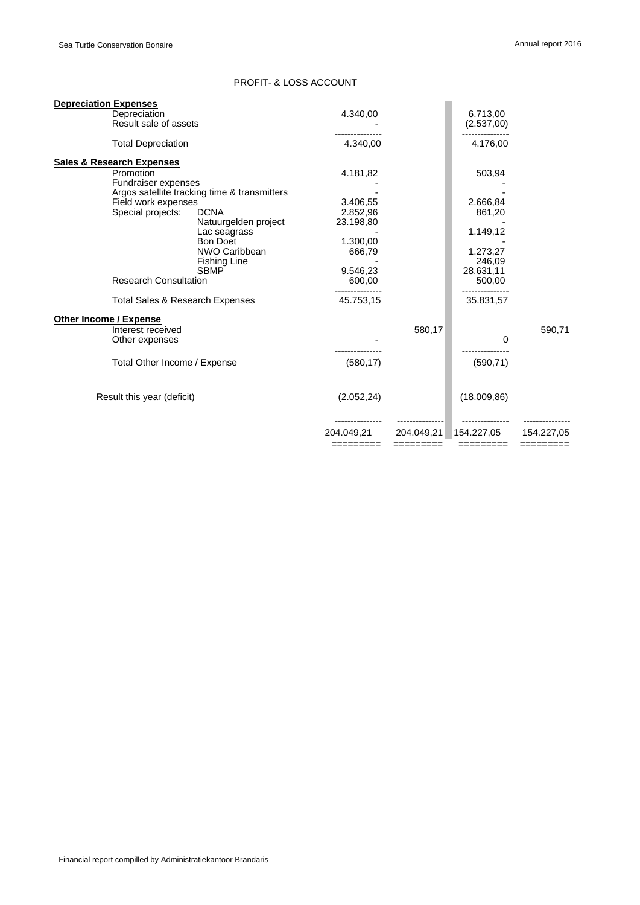## PROFIT- & LOSS ACCOUNT

| | | | | | |
|---|---|---|---|---|---|
| **Depreciation Expenses** | | | | | |
| Depreciation | | 4.340,00 | | 6.713,00 | |
| Result sale of assets | | - | | (2.537,00) | |
| Total Depreciation | | 4.340,00 | | 4.176,00 | |
| **Sales & Research Expenses** | | | | | |
| Promotion | | 4.181,82 | | 503,94 | |
| Fundraiser expenses | | - | | - | |
| Argos satellite tracking time & transmitters | | - | | - | |
| Field work expenses | | 3.406,55 | | 2.666,84 | |
| Special projects: | DCNA | 2.852,96 | | 861,20 | |
| | Natuurgelden project | 23.198,80 | | - | |
| | Lac seagrass | - | | 1.149,12 | |
| | Bon Doet | 1.300,00 | | - | |
| | NWO Caribbean | 666,79 | | 1.273,27 | |
| | Fishing Line | - | | 246,09 | |
| | SBMP | 9.546,23 | | 28.631,11 | |
| Research Consultation | | 600,00 | | 500,00 | |
| Total Sales & Research Expenses | | 45.753,15 | | 35.831,57 | |
| **Other Income / Expense** | | | | | |
| Interest received | | | 580,17 | | 590,71 |
| Other expenses | | - | | 0 | |
| Total Other Income / Expense | | (580,17) | | (590,71) | |
| Result this year (deficit) | | (2.052,24) | | (18.009,86) | |
| | | 204.049,21 | 204.049,21 | 154.227,05 | 154.227,05 |

Financial report compilled by Administratiekantoor Brandaris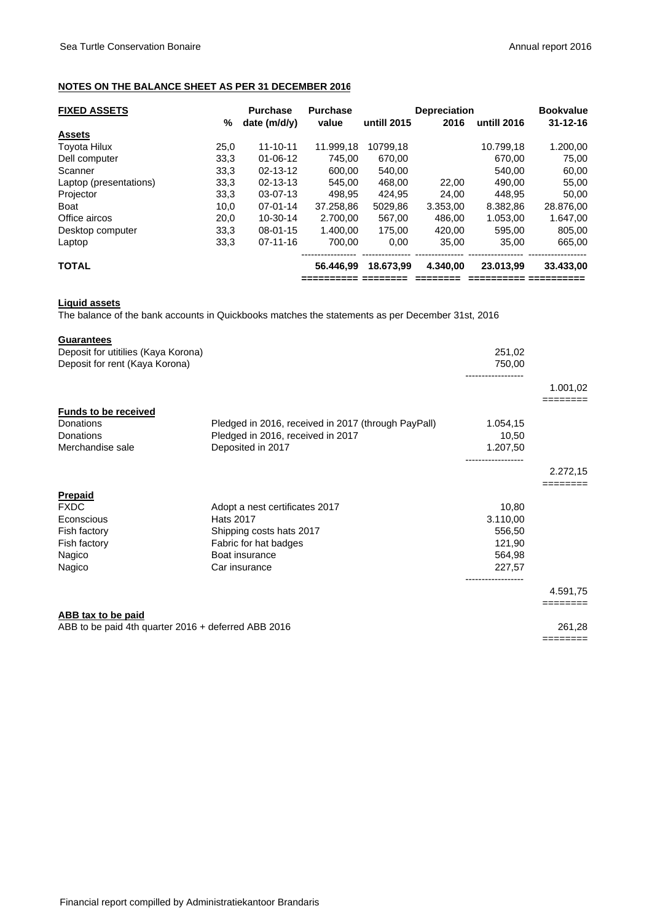## NOTES ON THE BALANCE SHEET AS PER 31 DECEMBER 2016

| FIXED ASSETS | % | Purchase date (m/d/y) | Purchase value | Depreciation untill 2015 | Depreciation 2016 | Depreciation untill 2016 | Bookvalue 31-12-16 |
|---|---|---|---|---|---|---|---|
| **Assets** | | | | | | | |
| Toyota Hilux | 25,0 | 11-10-11 | 11.999,18 | 10799,18 | | 10.799,18 | 1.200,00 |
| Dell computer | 33,3 | 01-06-12 | 745,00 | 670,00 | | 670,00 | 75,00 |
| Scanner | 33,3 | 02-13-12 | 600,00 | 540,00 | | 540,00 | 60,00 |
| Laptop (presentations) | 33,3 | 02-13-13 | 545,00 | 468,00 | 22,00 | 490,00 | 55,00 |
| Projector | 33,3 | 03-07-13 | 498,95 | 424,95 | 24,00 | 448,95 | 50,00 |
| Boat | 10,0 | 07-01-14 | 37.258,86 | 5029,86 | 3.353,00 | 8.382,86 | 28.876,00 |
| Office aircos | 20,0 | 10-30-14 | 2.700,00 | 567,00 | 486,00 | 1.053,00 | 1.647,00 |
| Desktop computer | 33,3 | 08-01-15 | 1.400,00 | 175,00 | 420,00 | 595,00 | 805,00 |
| Laptop | 33,3 | 07-11-16 | 700,00 | 0,00 | 35,00 | 35,00 | 665,00 |
| **TOTAL** | | | **56.446,99** | **18.673,99** | **4.340,00** | **23.013,99** | **33.433,00** |

**Liquid assets**

The balance of the bank accounts in Quickbooks matches the statements as per December 31st, 2016

**Guarantees**

| | | |
|---|---|---|
| Deposit for utitilies (Kaya Korona) | 251,02 | |
| Deposit for rent (Kaya Korona) | 750,00 | |
| | | 1.001,02 |

**Funds to be received**

| | | | |
|---|---|---|---|
| Donations | Pledged in 2016, received in 2017 (through PayPall) | 1.054,15 | |
| Donations | Pledged in 2016, received in 2017 | 10,50 | |
| Merchandise sale | Deposited in 2017 | 1.207,50 | |
| | | | 2.272,15 |

**Prepaid**

| | | | |
|---|---|---|---|
| FXDC | Adopt a nest certificates 2017 | 10,80 | |
| Econscious | Hats 2017 | 3.110,00 | |
| Fish factory | Shipping costs hats 2017 | 556,50 | |
| Fish factory | Fabric for hat badges | 121,90 | |
| Nagico | Boat insurance | 564,98 | |
| Nagico | Car insurance | 227,57 | |
| | | | 4.591,75 |

**ABB tax to be paid**

| | |
|---|---|
| ABB to be paid 4th quarter 2016 + deferred ABB 2016 | 261,28 |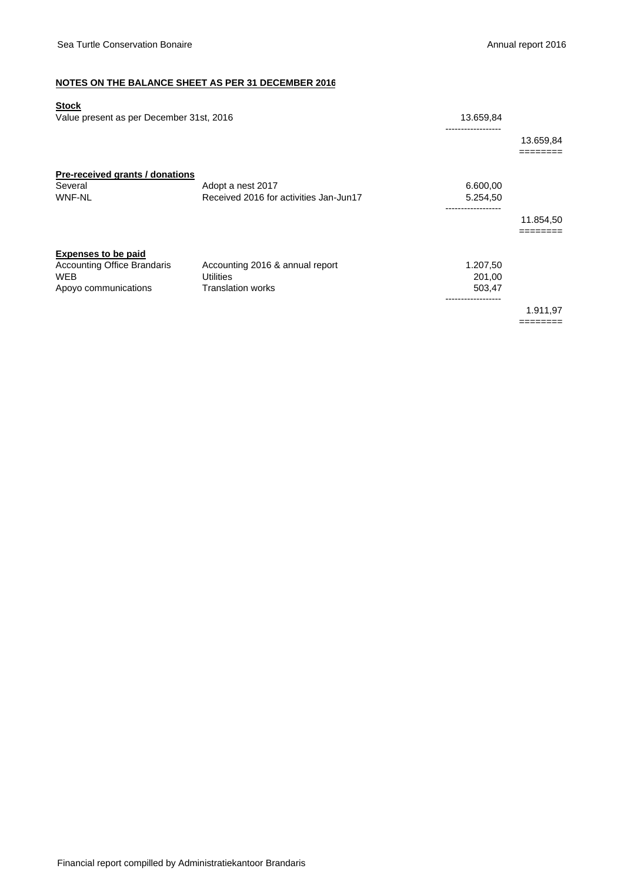## NOTES ON THE BALANCE SHEET AS PER 31 DECEMBER 2016

**Stock**

| | | | |
|---|---|---|---|
| Value present as per December 31st, 2016 | | 13.659,84 | |
| | | | 13.659,84 |

**Pre-received grants / donations**

| | | | |
|---|---|---|---|
| Several | Adopt a nest 2017 | 6.600,00 | |
| WNF-NL | Received 2016 for activities Jan-Jun17 | 5.254,50 | |
| | | | 11.854,50 |

**Expenses to be paid**

| | | | |
|---|---|---|---|
| Accounting Office Brandaris | Accounting 2016 & annual report | 1.207,50 | |
| WEB | Utilities | 201,00 | |
| Apoyo communications | Translation works | 503,47 | |
| | | | 1.911,97 |

Financial report compilled by Administratiekantoor Brandaris